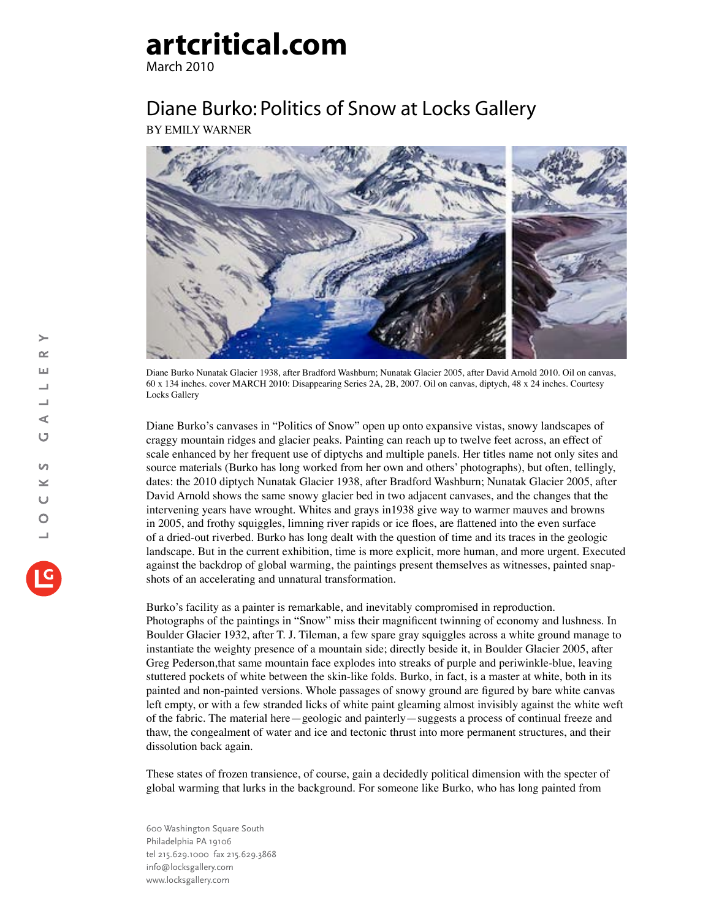# artcritical.com

March 2010

## Diane Burko: Politics of Snow at Locks Gallery

BY EMILY WARNER

Diane Burko Nunatak Glacier 1938, after Bradford Washburn; Nunatak Glacier 2005, after David Arnold 2010. Oil on canvas, 60 x 134 inches. cover MARCH 2010: Disappearing Series 2A, 2B, 2007. Oil on canvas, diptych, 48 x 24 inches. Courtesy Locks Gallery

Diane Burko's canvases in "Politics of Snow" open up onto expansive vistas, snowy landscapes of craggy mountain ridges and glacier peaks. Painting can reach up to twelve feet across, an effect of scale enhanced by her frequent use of diptychs and multiple panels. Her titles name not only sites and source materials (Burko has long worked from her own and others' photographs), but often, tellingly, dates: the 2010 diptych Nunatak Glacier 1938, after Bradford Washburn; Nunatak Glacier 2005, after David Arnold shows the same snowy glacier bed in two adjacent canvases, and the changes that the intervening years have wrought. Whites and grays in1938 give way to warmer mauves and browns in 2005, and frothy squiggles, limning river rapids or ice floes, are flattened into the even surface of a dried-out riverbed. Burko has long dealt with the question of time and its traces in the geologic landscape. But in the current exhibition, time is more explicit, more human, and more urgent. Executed against the backdrop of global warming, the paintings present themselves as witnesses, painted snap-shots of an accelerating and unnatural transformation.

Burko's facility as a painter is remarkable, and inevitably compromised in reproduction. Photographs of the paintings in "Snow" miss their magnificent twinning of economy and lushness. In Boulder Glacier 1932, after T. J. Tileman, a few spare gray squiggles across a white ground manage to instantiate the weighty presence of a mountain side; directly beside it, in Boulder Glacier 2005, after Greg Pederson,that same mountain face explodes into streaks of purple and periwinkle-blue, leaving stuttered pockets of white between the skin-like folds. Burko, in fact, is a master at white, both in its painted and non-painted versions. Whole passages of snowy ground are figured by bare white canvas left empty, or with a few stranded licks of white paint gleaming almost invisibly against the white weft of the fabric. The material here—geologic and painterly—suggests a process of continual freeze and thaw, the congealment of water and ice and tectonic thrust into more permanent structures, and their dissolution back again.

These states of frozen transience, of course, gain a decidedly political dimension with the specter of global warming that lurks in the background. For someone like Burko, who has long painted from

600 Washington Square South
Philadelphia PA 19106
tel 215.629.1000 fax 215.629.3868
info@locksgallery.com
www.locksgallery.com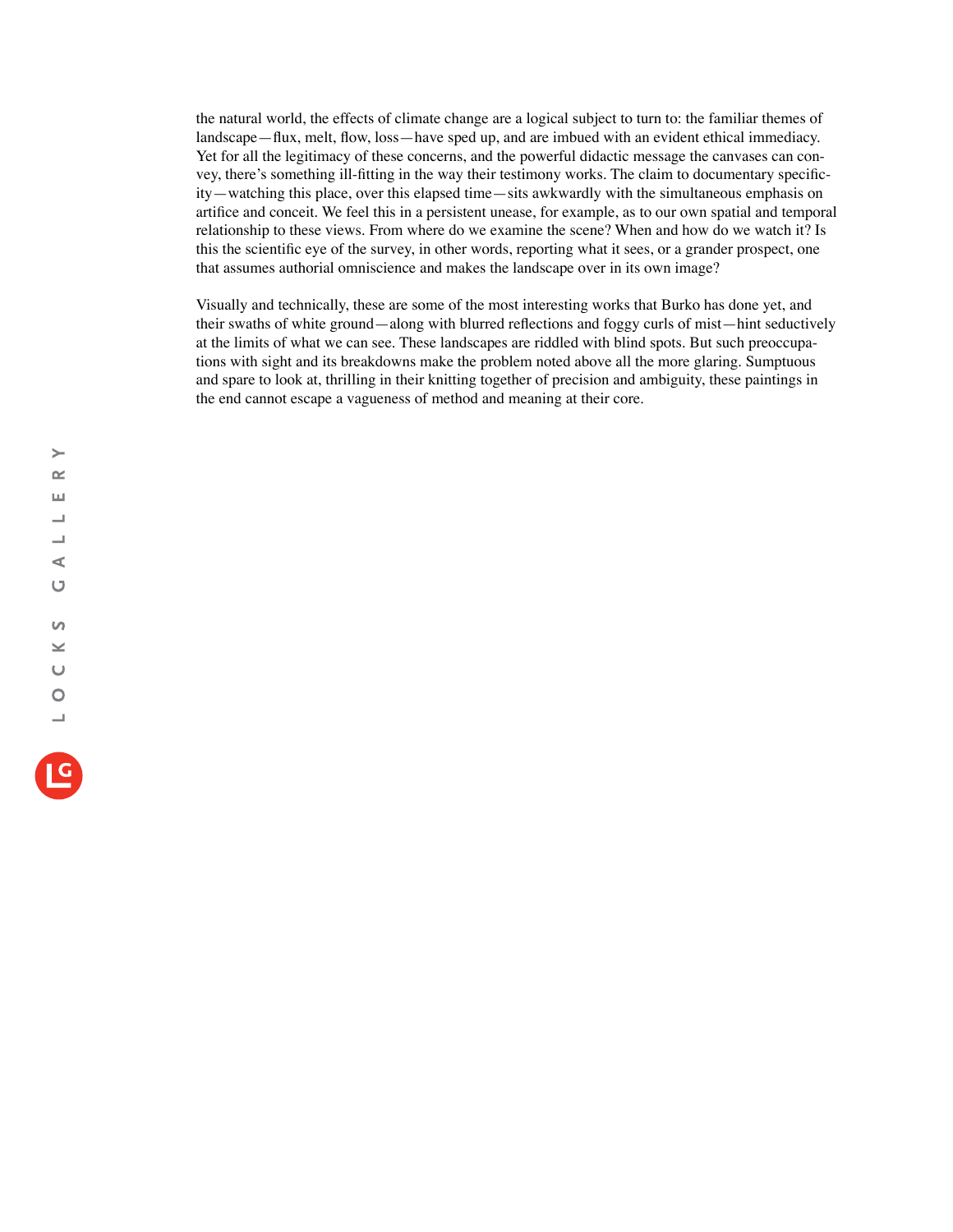the natural world, the effects of climate change are a logical subject to turn to: the familiar themes of landscape—flux, melt, flow, loss—have sped up, and are imbued with an evident ethical immediacy. Yet for all the legitimacy of these concerns, and the powerful didactic message the canvases can convey, there's something ill-fitting in the way their testimony works. The claim to documentary specificity—watching this place, over this elapsed time—sits awkwardly with the simultaneous emphasis on artifice and conceit. We feel this in a persistent unease, for example, as to our own spatial and temporal relationship to these views. From where do we examine the scene? When and how do we watch it? Is this the scientific eye of the survey, in other words, reporting what it sees, or a grander prospect, one that assumes authorial omniscience and makes the landscape over in its own image?

Visually and technically, these are some of the most interesting works that Burko has done yet, and their swaths of white ground—along with blurred reflections and foggy curls of mist—hint seductively at the limits of what we can see. These landscapes are riddled with blind spots. But such preoccupations with sight and its breakdowns make the problem noted above all the more glaring. Sumptuous and spare to look at, thrilling in their knitting together of precision and ambiguity, these paintings in the end cannot escape a vagueness of method and meaning at their core.